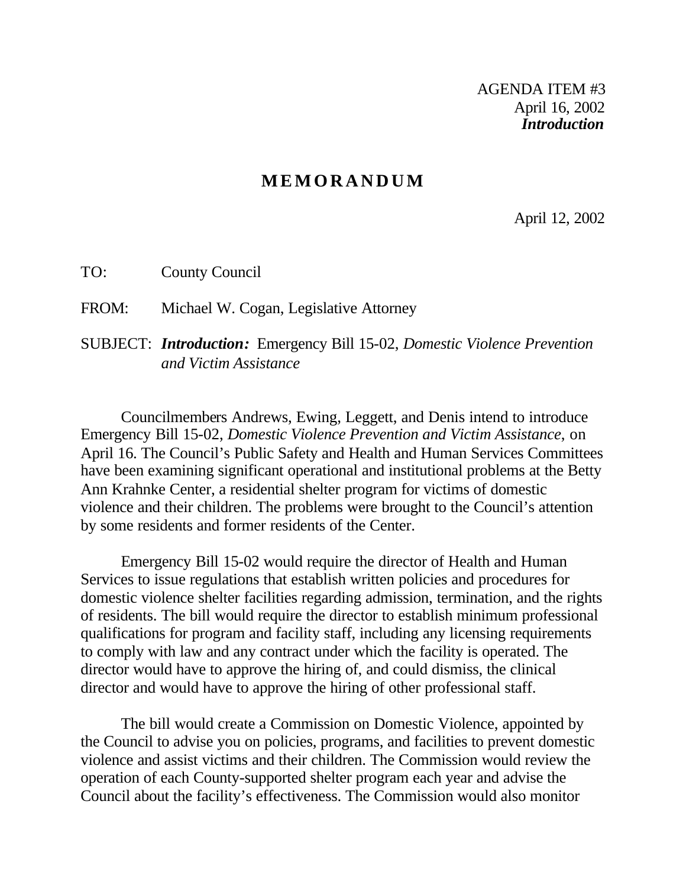AGENDA ITEM #3
April 16, 2002
***Introduction***

# MEMORANDUM

April 12, 2002

TO: County Council

FROM: Michael W. Cogan, Legislative Attorney

SUBJECT: ***Introduction:*** Emergency Bill 15-02, *Domestic Violence Prevention and Victim Assistance*

Councilmembers Andrews, Ewing, Leggett, and Denis intend to introduce Emergency Bill 15-02, *Domestic Violence Prevention and Victim Assistance,* on April 16. The Council's Public Safety and Health and Human Services Committees have been examining significant operational and institutional problems at the Betty Ann Krahnke Center, a residential shelter program for victims of domestic violence and their children. The problems were brought to the Council's attention by some residents and former residents of the Center.

Emergency Bill 15-02 would require the director of Health and Human Services to issue regulations that establish written policies and procedures for domestic violence shelter facilities regarding admission, termination, and the rights of residents. The bill would require the director to establish minimum professional qualifications for program and facility staff, including any licensing requirements to comply with law and any contract under which the facility is operated. The director would have to approve the hiring of, and could dismiss, the clinical director and would have to approve the hiring of other professional staff.

The bill would create a Commission on Domestic Violence, appointed by the Council to advise you on policies, programs, and facilities to prevent domestic violence and assist victims and their children. The Commission would review the operation of each County-supported shelter program each year and advise the Council about the facility's effectiveness. The Commission would also monitor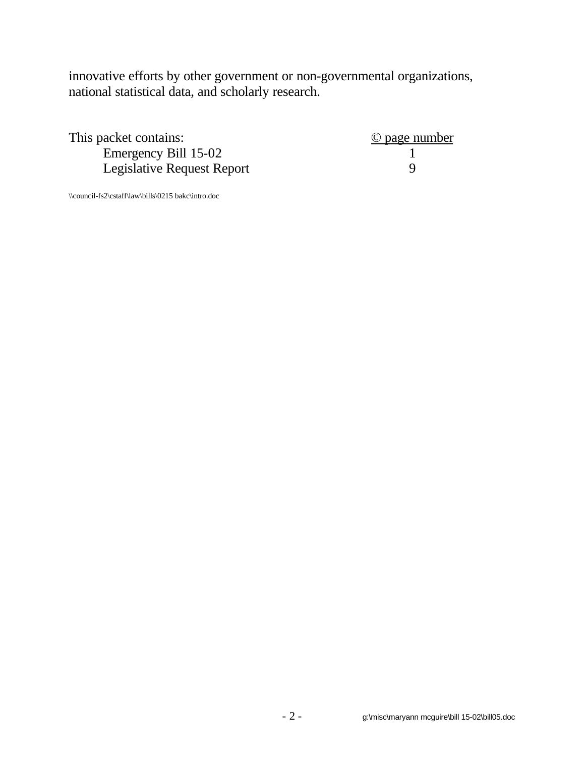innovative efforts by other government or non-governmental organizations, national statistical data, and scholarly research.

| This packet contains: | © page number |
| --- | --- |
| Emergency Bill 15-02 | 1 |
| Legislative Request Report | 9 |

\\council-fs2\cstaff\law\bills\0215 bakc\intro.doc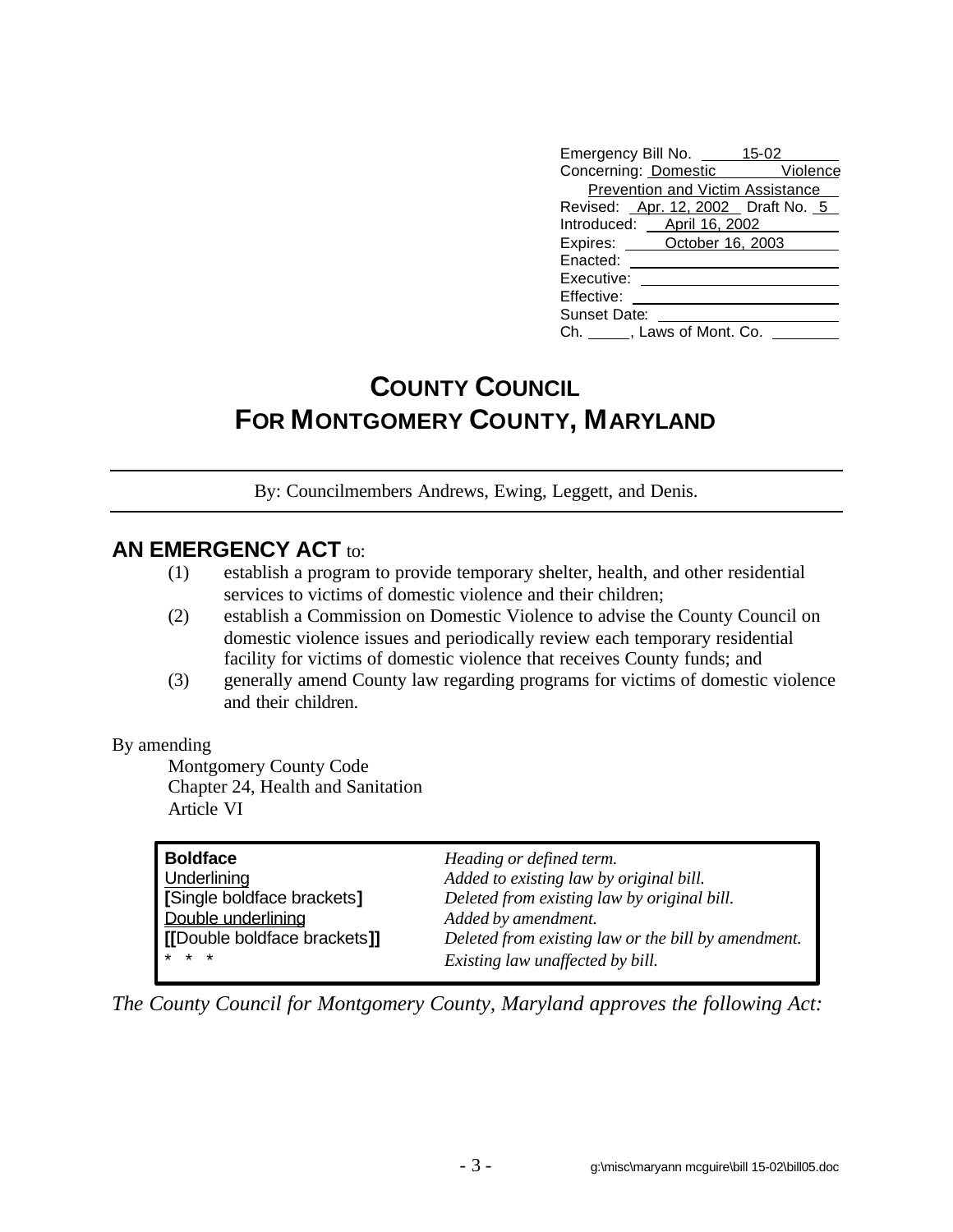Emergency Bill No. 15-02
Concerning: Domestic Violence Prevention and Victim Assistance
Revised: Apr. 12, 2002 Draft No. 5
Introduced: April 16, 2002
Expires: October 16, 2003
Enacted:
Executive:
Effective:
Sunset Date:
Ch. \_\_\_\_\_, Laws of Mont. Co. \_\_\_\_\_

# COUNTY COUNCIL
# FOR MONTGOMERY COUNTY, MARYLAND

By: Councilmembers Andrews, Ewing, Leggett, and Denis.

**AN EMERGENCY ACT** to:

(1) establish a program to provide temporary shelter, health, and other residential services to victims of domestic violence and their children;

(2) establish a Commission on Domestic Violence to advise the County Council on domestic violence issues and periodically review each temporary residential facility for victims of domestic violence that receives County funds; and

(3) generally amend County law regarding programs for victims of domestic violence and their children.

By amending

Montgomery County Code
Chapter 24, Health and Sanitation
Article VI

| | |
|---|---|
| **Boldface** | *Heading or defined term.* |
| <u>Underlining</u> | *Added to existing law by original bill.* |
| **[**Single boldface brackets**]** | *Deleted from existing law by original bill.* |
| <u>Double underlining</u> | *Added by amendment.* |
| **[[**Double boldface brackets**]]** | *Deleted from existing law or the bill by amendment.* |
| * * * | *Existing law unaffected by bill.* |

*The County Council for Montgomery County, Maryland approves the following Act:*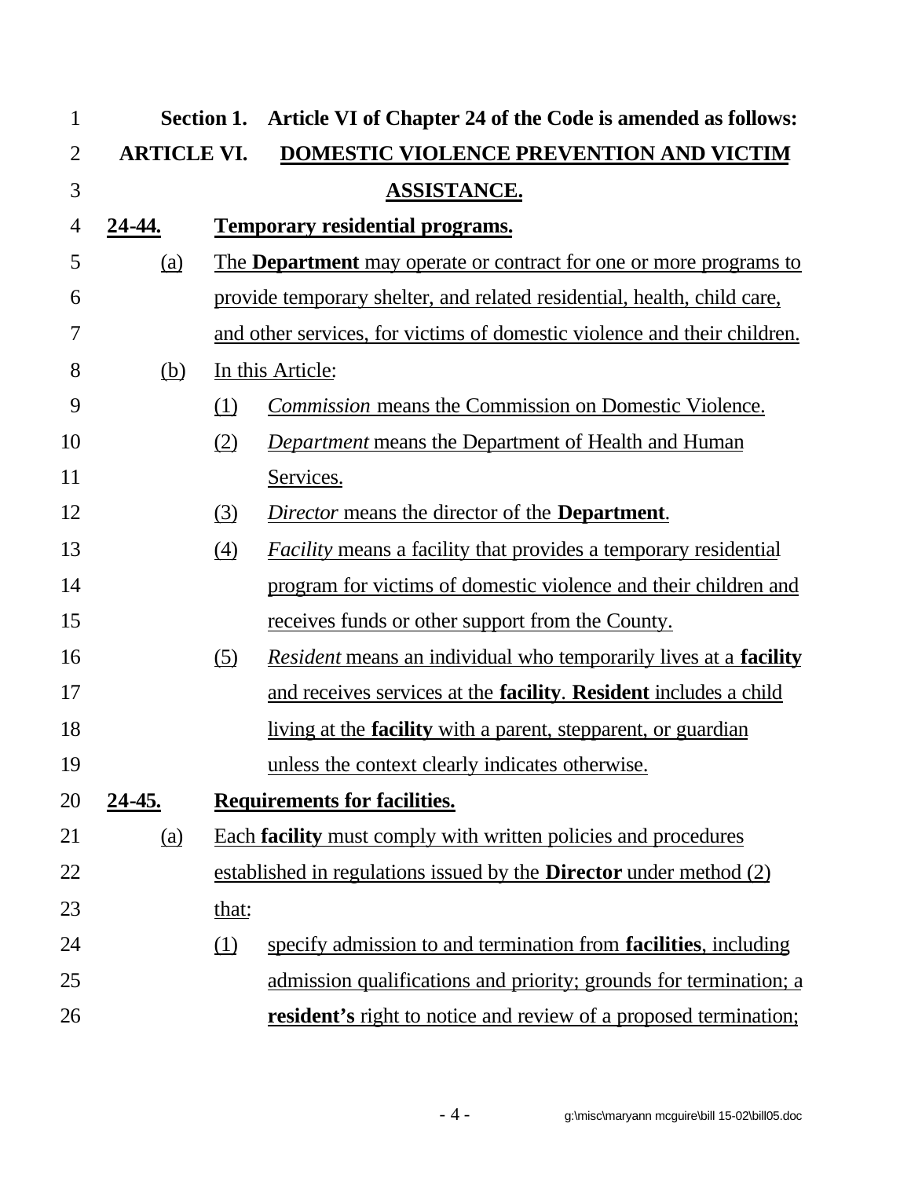**Section 1. Article VI of Chapter 24 of the Code is amended as follows:**

**ARTICLE VI. DOMESTIC VIOLENCE PREVENTION AND VICTIM ASSISTANCE.**

**24-44. Temporary residential programs.**

(a) The **Department** may operate or contract for one or more programs to provide temporary shelter, and related residential, health, child care, and other services, for victims of domestic violence and their children.

(b) In this Article:

(1) *Commission* means the Commission on Domestic Violence.

(2) *Department* means the Department of Health and Human Services.

(3) *Director* means the director of the **Department**.

(4) *Facility* means a facility that provides a temporary residential program for victims of domestic violence and their children and receives funds or other support from the County.

(5) *Resident* means an individual who temporarily lives at a **facility** and receives services at the **facility**. **Resident** includes a child living at the **facility** with a parent, stepparent, or guardian unless the context clearly indicates otherwise.

**24-45. Requirements for facilities.**

(a) Each **facility** must comply with written policies and procedures established in regulations issued by the **Director** under method (2) that:

(1) specify admission to and termination from **facilities**, including admission qualifications and priority; grounds for termination; a **resident's** right to notice and review of a proposed termination;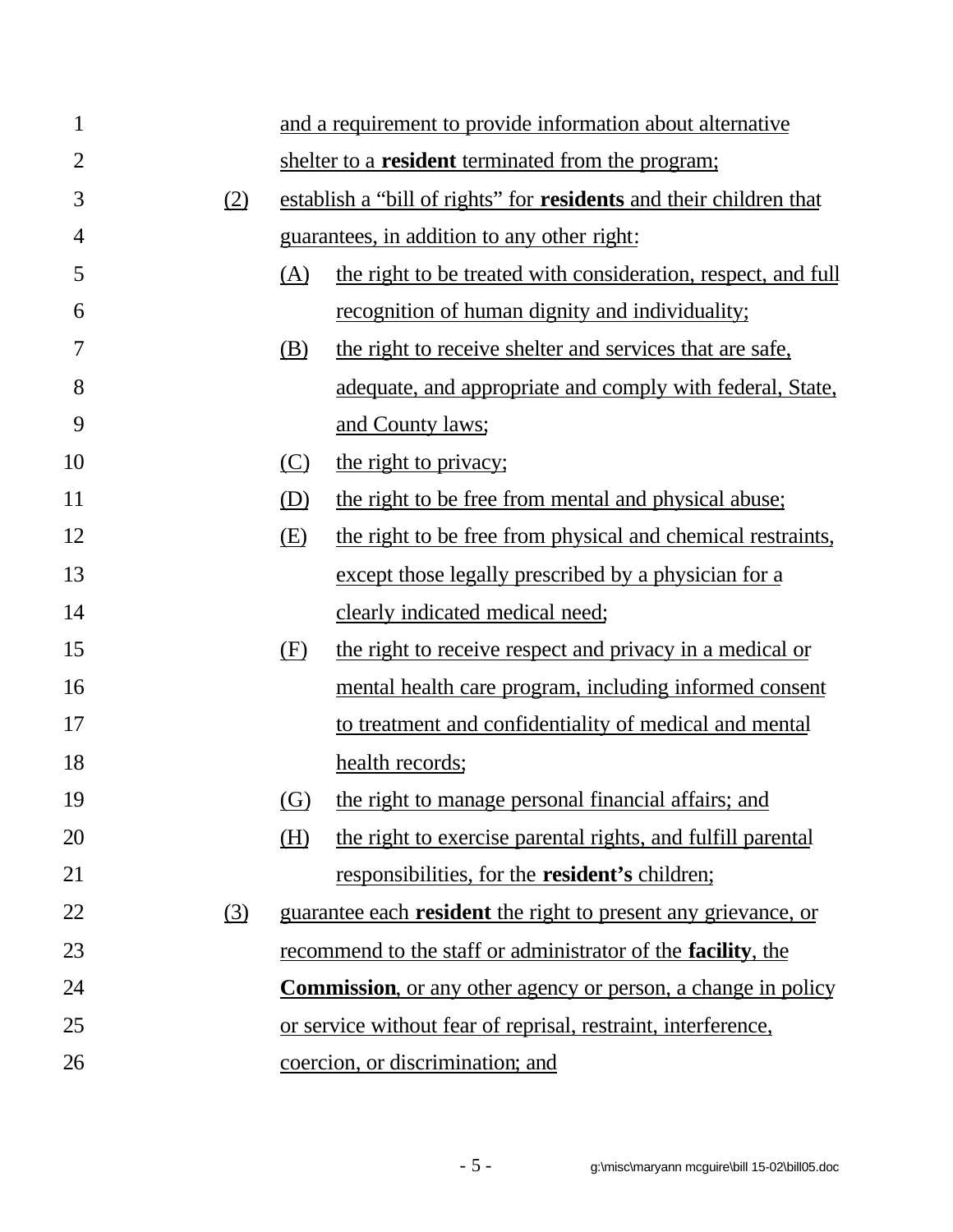and a requirement to provide information about alternative shelter to a **resident** terminated from the program;

(2) establish a "bill of rights" for **residents** and their children that guarantees, in addition to any other right:

   (A) the right to be treated with consideration, respect, and full recognition of human dignity and individuality;

   (B) the right to receive shelter and services that are safe, adequate, and appropriate and comply with federal, State, and County laws;

   (C) the right to privacy;

   (D) the right to be free from mental and physical abuse;

   (E) the right to be free from physical and chemical restraints, except those legally prescribed by a physician for a clearly indicated medical need;

   (F) the right to receive respect and privacy in a medical or mental health care program, including informed consent to treatment and confidentiality of medical and mental health records;

   (G) the right to manage personal financial affairs; and

   (H) the right to exercise parental rights, and fulfill parental responsibilities, for the **resident's** children;

(3) guarantee each **resident** the right to present any grievance, or recommend to the staff or administrator of the **facility**, the **Commission**, or any other agency or person, a change in policy or service without fear of reprisal, restraint, interference, coercion, or discrimination; and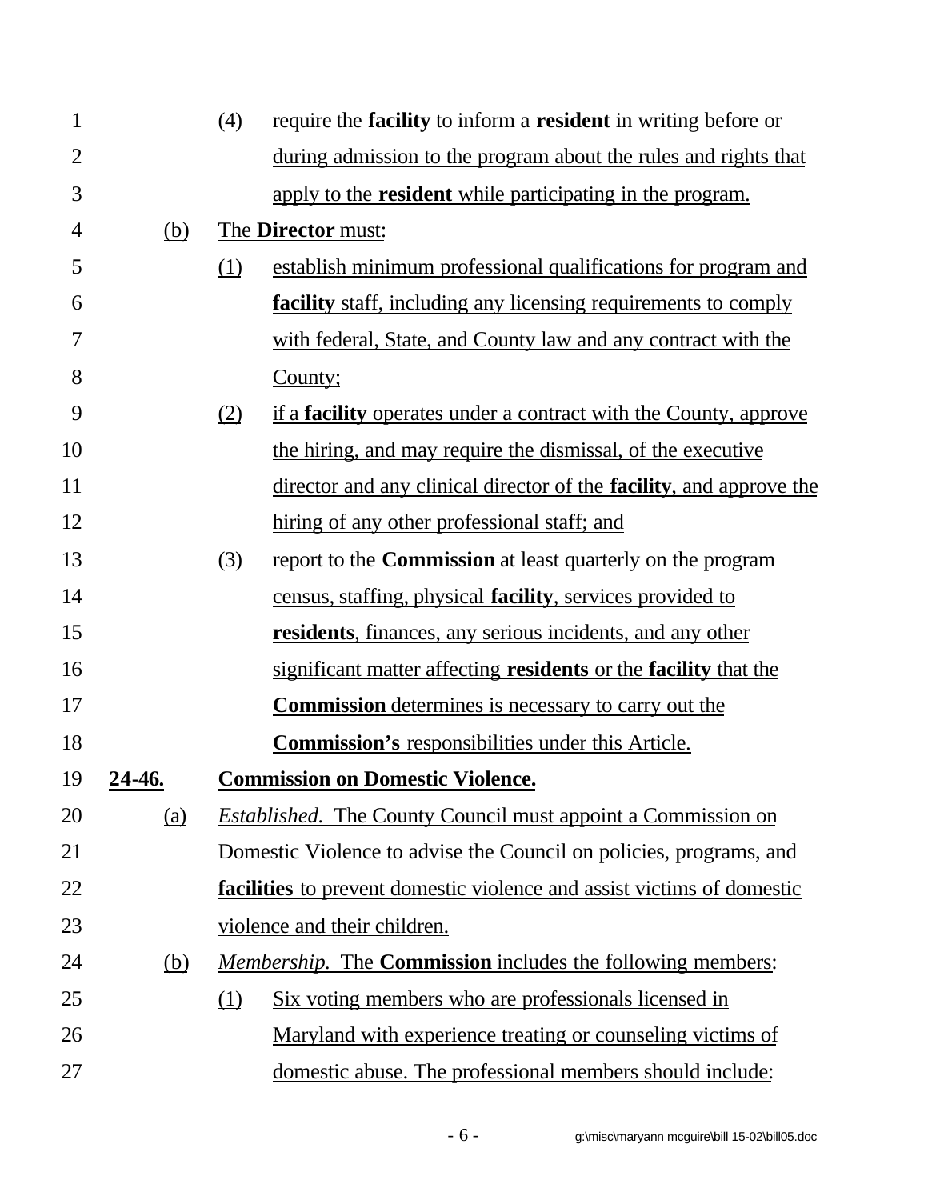(4) require the **facility** to inform a **resident** in writing before or during admission to the program about the rules and rights that apply to the **resident** while participating in the program.

(b) The **Director** must:

(1) establish minimum professional qualifications for program and **facility** staff, including any licensing requirements to comply with federal, State, and County law and any contract with the County;

(2) if a **facility** operates under a contract with the County, approve the hiring, and may require the dismissal, of the executive director and any clinical director of the **facility**, and approve the hiring of any other professional staff; and

(3) report to the **Commission** at least quarterly on the program census, staffing, physical **facility**, services provided to **residents**, finances, any serious incidents, and any other significant matter affecting **residents** or the **facility** that the **Commission** determines is necessary to carry out the **Commission's** responsibilities under this Article.

**24-46. Commission on Domestic Violence.**

(a) *Established.* The County Council must appoint a Commission on Domestic Violence to advise the Council on policies, programs, and **facilities** to prevent domestic violence and assist victims of domestic violence and their children.

(b) *Membership.* The **Commission** includes the following members:

(1) Six voting members who are professionals licensed in Maryland with experience treating or counseling victims of domestic abuse. The professional members should include: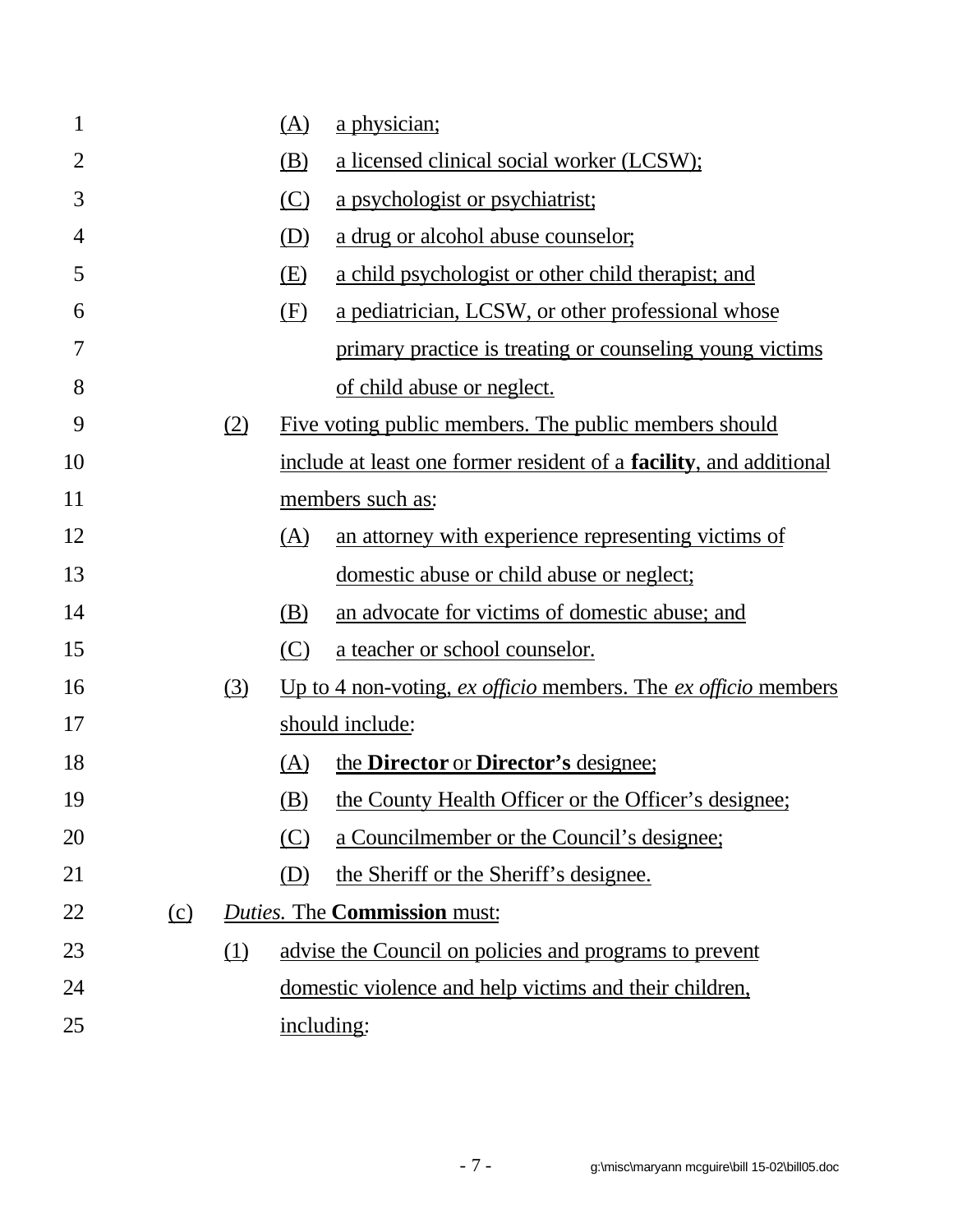(A) a physician;

(B) a licensed clinical social worker (LCSW);

(C) a psychologist or psychiatrist;

(D) a drug or alcohol abuse counselor;

(E) a child psychologist or other child therapist; and

(F) a pediatrician, LCSW, or other professional whose primary practice is treating or counseling young victims of child abuse or neglect.

(2) Five voting public members. The public members should include at least one former resident of a **facility**, and additional members such as:

(A) an attorney with experience representing victims of domestic abuse or child abuse or neglect;

(B) an advocate for victims of domestic abuse; and

(C) a teacher or school counselor.

(3) Up to 4 non-voting, *ex officio* members. The *ex officio* members should include:

(A) the **Director** or **Director's** designee;

(B) the County Health Officer or the Officer's designee;

(C) a Councilmember or the Council's designee;

(D) the Sheriff or the Sheriff's designee.

(c) *Duties.* The **Commission** must:

(1) advise the Council on policies and programs to prevent domestic violence and help victims and their children, including: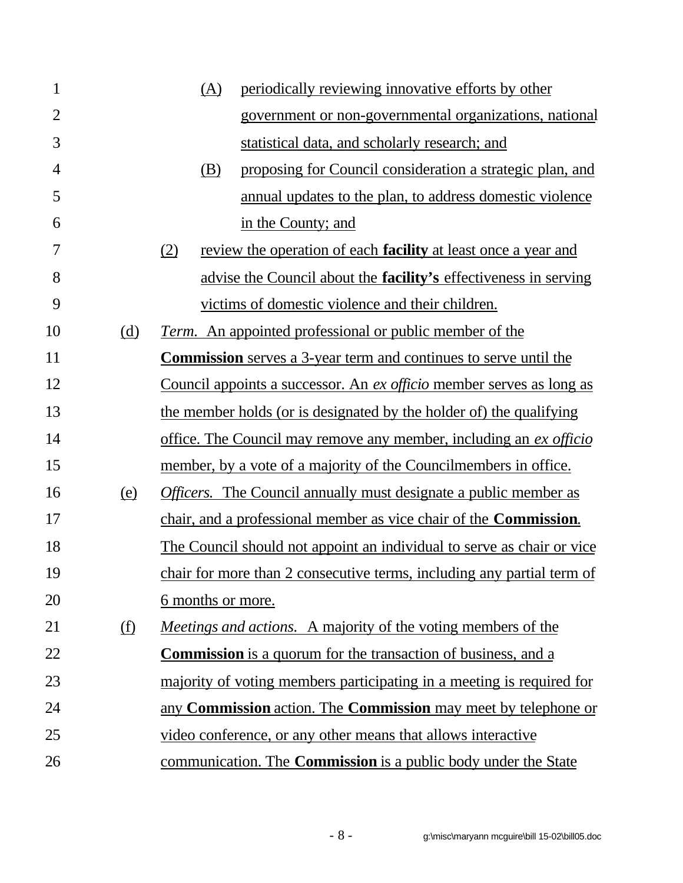(A) periodically reviewing innovative efforts by other government or non-governmental organizations, national statistical data, and scholarly research; and

(B) proposing for Council consideration a strategic plan, and annual updates to the plan, to address domestic violence in the County; and

(2) review the operation of each **facility** at least once a year and advise the Council about the **facility's** effectiveness in serving victims of domestic violence and their children.

(d) *Term.* An appointed professional or public member of the **Commission** serves a 3-year term and continues to serve until the Council appoints a successor. An *ex officio* member serves as long as the member holds (or is designated by the holder of) the qualifying office. The Council may remove any member, including an *ex officio* member, by a vote of a majority of the Councilmembers in office.

(e) *Officers.* The Council annually must designate a public member as chair, and a professional member as vice chair of the **Commission**. The Council should not appoint an individual to serve as chair or vice chair for more than 2 consecutive terms, including any partial term of 6 months or more.

(f) *Meetings and actions.* A majority of the voting members of the **Commission** is a quorum for the transaction of business, and a majority of voting members participating in a meeting is required for any **Commission** action. The **Commission** may meet by telephone or video conference, or any other means that allows interactive communication. The **Commission** is a public body under the State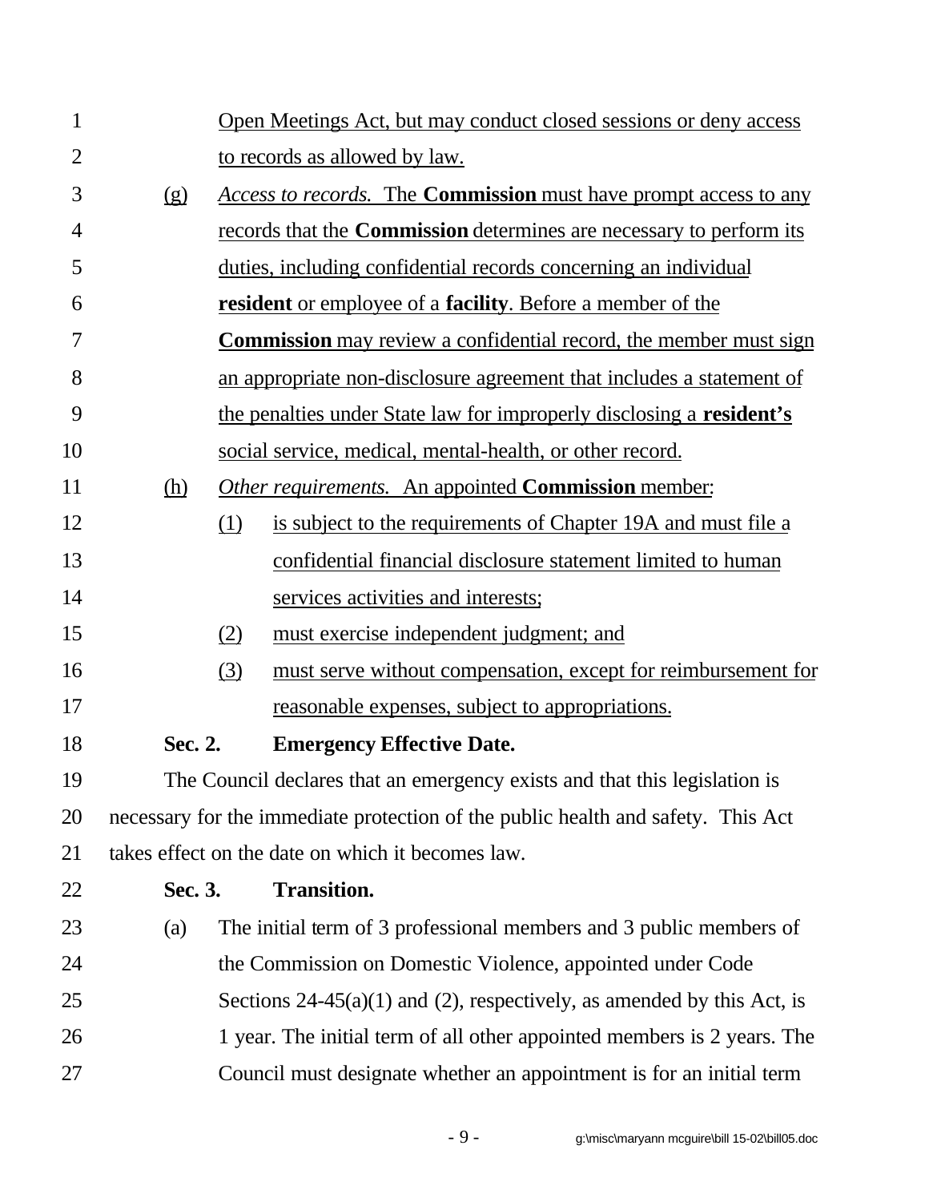Open Meetings Act, but may conduct closed sessions or deny access to records as allowed by law.

(g) *Access to records.* The **Commission** must have prompt access to any records that the **Commission** determines are necessary to perform its duties, including confidential records concerning an individual **resident** or employee of a **facility**. Before a member of the **Commission** may review a confidential record, the member must sign an appropriate non-disclosure agreement that includes a statement of the penalties under State law for improperly disclosing a **resident's** social service, medical, mental-health, or other record.

(h) *Other requirements.* An appointed **Commission** member:

(1) is subject to the requirements of Chapter 19A and must file a confidential financial disclosure statement limited to human services activities and interests;

(2) must exercise independent judgment; and

(3) must serve without compensation, except for reimbursement for reasonable expenses, subject to appropriations.

**Sec. 2. Emergency Effective Date.**

The Council declares that an emergency exists and that this legislation is necessary for the immediate protection of the public health and safety. This Act takes effect on the date on which it becomes law.

**Sec. 3. Transition.**

(a) The initial term of 3 professional members and 3 public members of the Commission on Domestic Violence, appointed under Code Sections 24-45(a)(1) and (2), respectively, as amended by this Act, is 1 year. The initial term of all other appointed members is 2 years. The Council must designate whether an appointment is for an initial term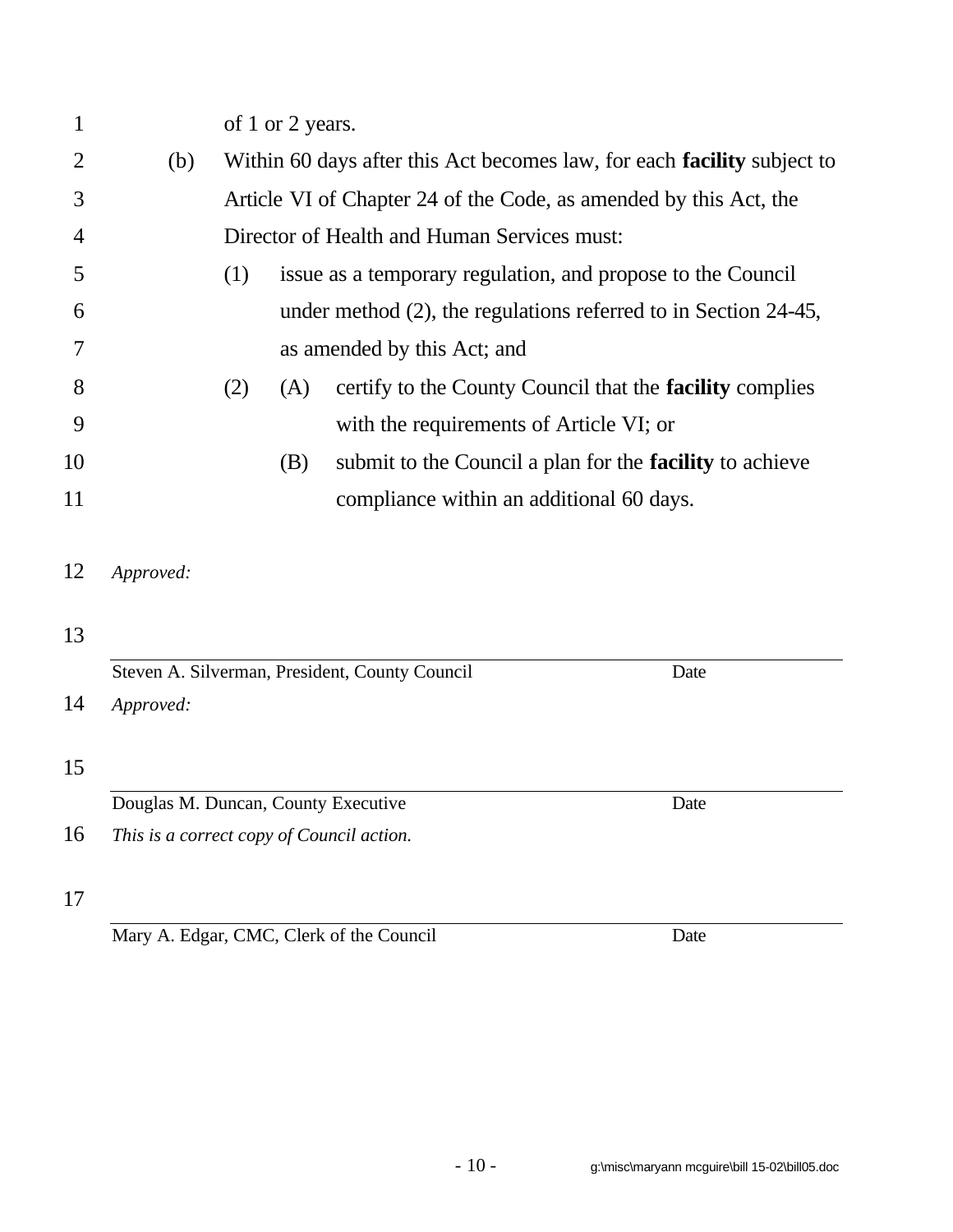of 1 or 2 years.

(b) Within 60 days after this Act becomes law, for each **facility** subject to Article VI of Chapter 24 of the Code, as amended by this Act, the Director of Health and Human Services must:

(1) issue as a temporary regulation, and propose to the Council under method (2), the regulations referred to in Section 24-45, as amended by this Act; and

(2) (A) certify to the County Council that the **facility** complies with the requirements of Article VI; or

(B) submit to the Council a plan for the **facility** to achieve compliance within an additional 60 days.

*Approved:*

Steven A. Silverman, President, County Council                                        Date

*Approved:*

Douglas M. Duncan, County Executive                                        Date

*This is a correct copy of Council action.*

Mary A. Edgar, CMC, Clerk of the Council                                        Date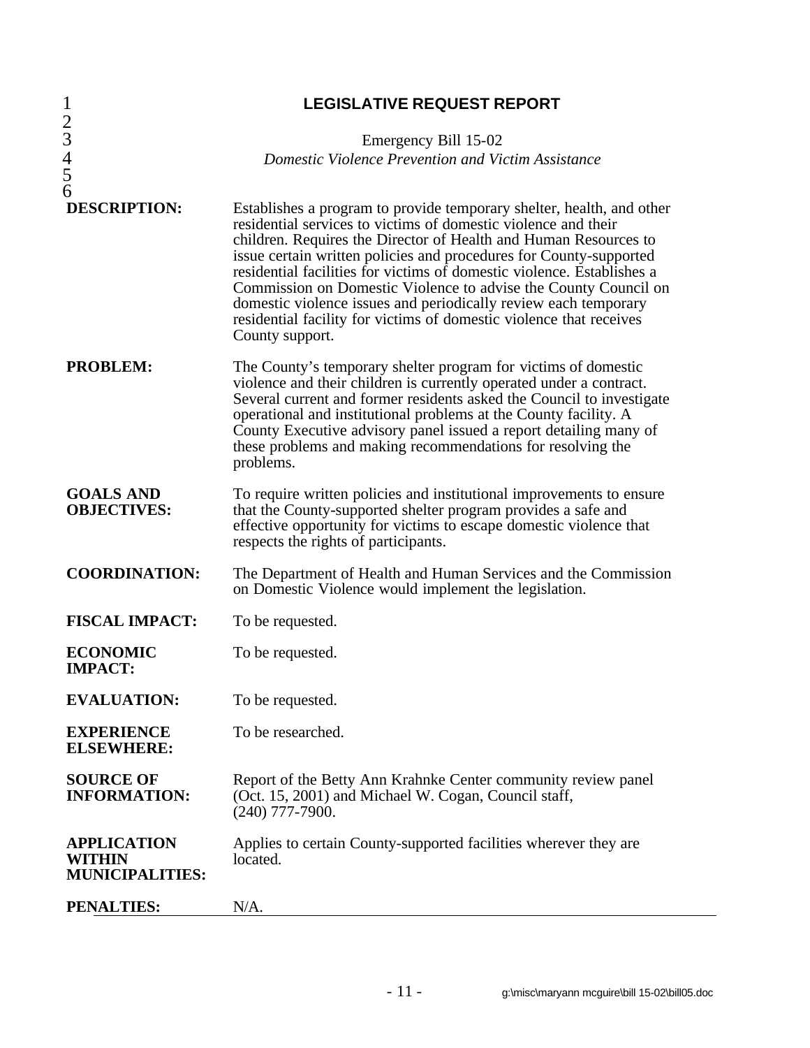# LEGISLATIVE REQUEST REPORT

Emergency Bill 15-02

*Domestic Violence Prevention and Victim Assistance*

**DESCRIPTION:** Establishes a program to provide temporary shelter, health, and other residential services to victims of domestic violence and their children. Requires the Director of Health and Human Resources to issue certain written policies and procedures for County-supported residential facilities for victims of domestic violence. Establishes a Commission on Domestic Violence to advise the County Council on domestic violence issues and periodically review each temporary residential facility for victims of domestic violence that receives County support.

**PROBLEM:** The County's temporary shelter program for victims of domestic violence and their children is currently operated under a contract. Several current and former residents asked the Council to investigate operational and institutional problems at the County facility. A County Executive advisory panel issued a report detailing many of these problems and making recommendations for resolving the problems.

**GOALS AND OBJECTIVES:** To require written policies and institutional improvements to ensure that the County-supported shelter program provides a safe and effective opportunity for victims to escape domestic violence that respects the rights of participants.

**COORDINATION:** The Department of Health and Human Services and the Commission on Domestic Violence would implement the legislation.

**FISCAL IMPACT:** To be requested.

**ECONOMIC IMPACT:** To be requested.

**EVALUATION:** To be requested.

**EXPERIENCE ELSEWHERE:** To be researched.

**SOURCE OF INFORMATION:** Report of the Betty Ann Krahnke Center community review panel (Oct. 15, 2001) and Michael W. Cogan, Council staff, (240) 777-7900.

**APPLICATION WITHIN MUNICIPALITIES:** Applies to certain County-supported facilities wherever they are located.

**PENALTIES:** N/A.

g:\misc\maryann mcguire\bill 15-02\bill05.doc